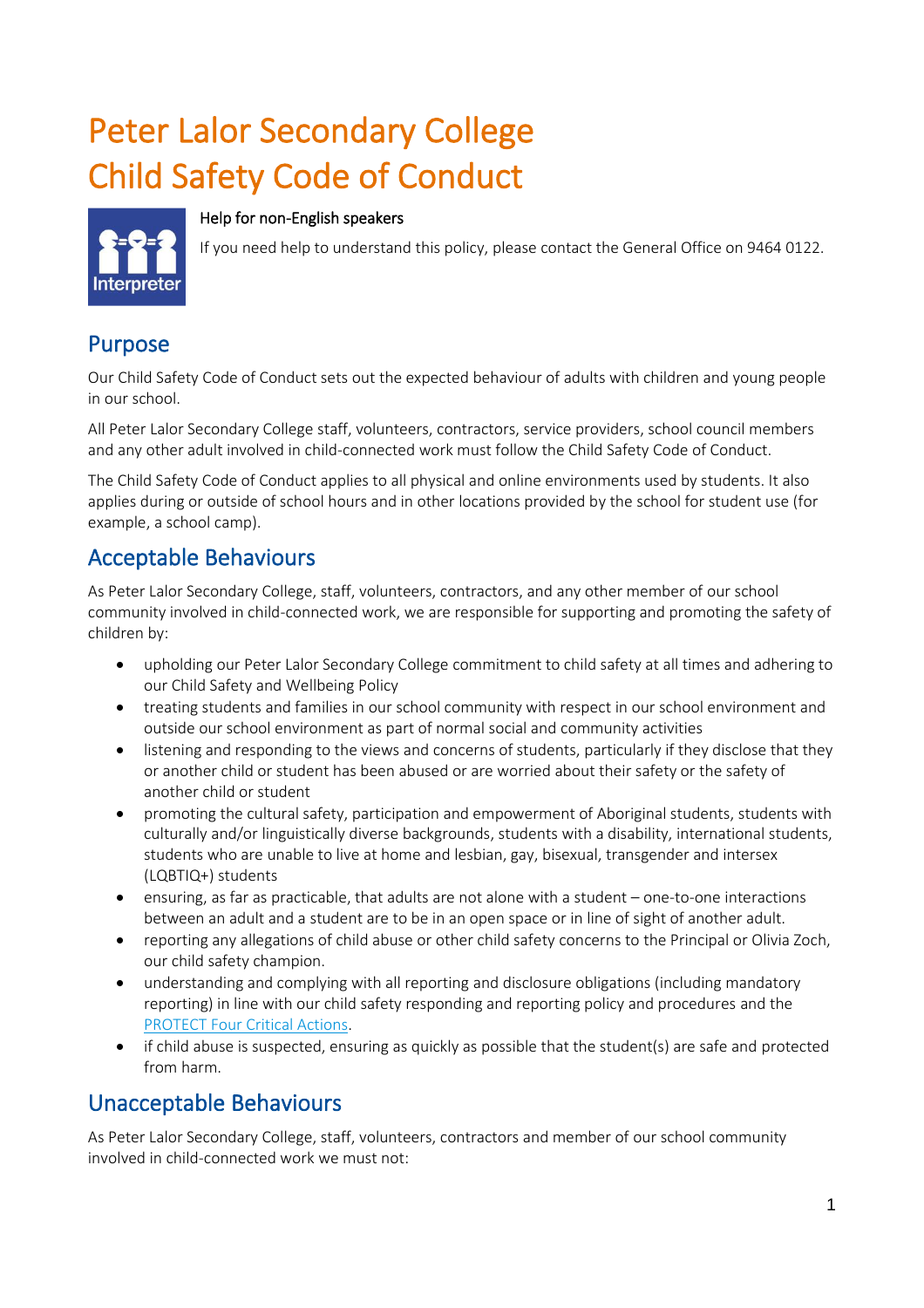# Peter Lalor Secondary College
# Child Safety Code of Conduct

Help for non-English speakers

If you need help to understand this policy, please contact the General Office on 9464 0122.

## Purpose

Our Child Safety Code of Conduct sets out the expected behaviour of adults with children and young people in our school.

All Peter Lalor Secondary College staff, volunteers, contractors, service providers, school council members and any other adult involved in child-connected work must follow the Child Safety Code of Conduct.

The Child Safety Code of Conduct applies to all physical and online environments used by students. It also applies during or outside of school hours and in other locations provided by the school for student use (for example, a school camp).

## Acceptable Behaviours

As Peter Lalor Secondary College, staff, volunteers, contractors, and any other member of our school community involved in child-connected work, we are responsible for supporting and promoting the safety of children by:

- upholding our Peter Lalor Secondary College commitment to child safety at all times and adhering to our Child Safety and Wellbeing Policy
- treating students and families in our school community with respect in our school environment and outside our school environment as part of normal social and community activities
- listening and responding to the views and concerns of students, particularly if they disclose that they or another child or student has been abused or are worried about their safety or the safety of another child or student
- promoting the cultural safety, participation and empowerment of Aboriginal students, students with culturally and/or linguistically diverse backgrounds, students with a disability, international students, students who are unable to live at home and lesbian, gay, bisexual, transgender and intersex (LQBTIQ+) students
- ensuring, as far as practicable, that adults are not alone with a student – one-to-one interactions between an adult and a student are to be in an open space or in line of sight of another adult.
- reporting any allegations of child abuse or other child safety concerns to the Principal or Olivia Zoch, our child safety champion.
- understanding and complying with all reporting and disclosure obligations (including mandatory reporting) in line with our child safety responding and reporting policy and procedures and the PROTECT Four Critical Actions.
- if child abuse is suspected, ensuring as quickly as possible that the student(s) are safe and protected from harm.

## Unacceptable Behaviours

As Peter Lalor Secondary College, staff, volunteers, contractors and member of our school community involved in child-connected work we must not: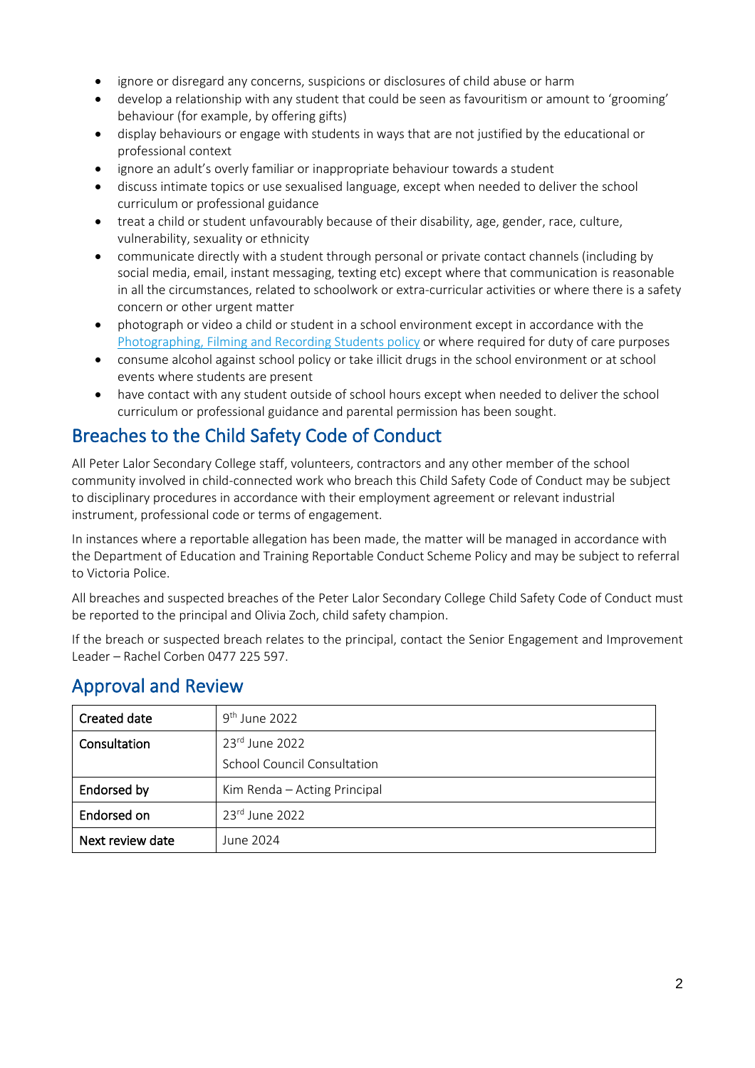- ignore or disregard any concerns, suspicions or disclosures of child abuse or harm
- develop a relationship with any student that could be seen as favouritism or amount to 'grooming' behaviour (for example, by offering gifts)
- display behaviours or engage with students in ways that are not justified by the educational or professional context
- ignore an adult's overly familiar or inappropriate behaviour towards a student
- discuss intimate topics or use sexualised language, except when needed to deliver the school curriculum or professional guidance
- treat a child or student unfavourably because of their disability, age, gender, race, culture, vulnerability, sexuality or ethnicity
- communicate directly with a student through personal or private contact channels (including by social media, email, instant messaging, texting etc) except where that communication is reasonable in all the circumstances, related to schoolwork or extra-curricular activities or where there is a safety concern or other urgent matter
- photograph or video a child or student in a school environment except in accordance with the Photographing, Filming and Recording Students policy or where required for duty of care purposes
- consume alcohol against school policy or take illicit drugs in the school environment or at school events where students are present
- have contact with any student outside of school hours except when needed to deliver the school curriculum or professional guidance and parental permission has been sought.

## Breaches to the Child Safety Code of Conduct

All Peter Lalor Secondary College staff, volunteers, contractors and any other member of the school community involved in child-connected work who breach this Child Safety Code of Conduct may be subject to disciplinary procedures in accordance with their employment agreement or relevant industrial instrument, professional code or terms of engagement.

In instances where a reportable allegation has been made, the matter will be managed in accordance with the Department of Education and Training Reportable Conduct Scheme Policy and may be subject to referral to Victoria Police.

All breaches and suspected breaches of the Peter Lalor Secondary College Child Safety Code of Conduct must be reported to the principal and Olivia Zoch, child safety champion.

If the breach or suspected breach relates to the principal, contact the Senior Engagement and Improvement Leader – Rachel Corben 0477 225 597.

## Approval and Review

| | |
|---|---|
| Created date | 9th June 2022 |
| Consultation | 23rd June 2022<br>School Council Consultation |
| Endorsed by | Kim Renda – Acting Principal |
| Endorsed on | 23rd June 2022 |
| Next review date | June 2024 |